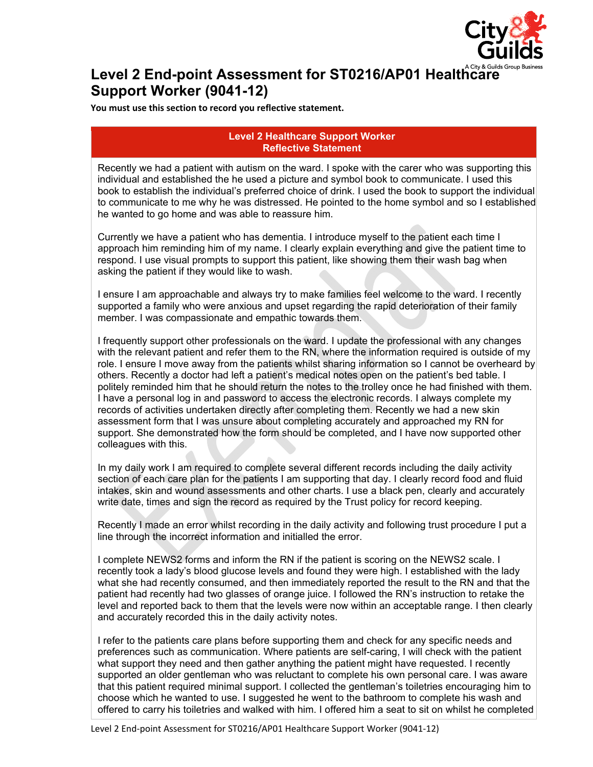# Level 2 End-point Assessment for ST0216/AP01 Healthcare Support Worker (9041-12)

**You must use this section to record you reflective statement.**

| Level 2 Healthcare Support Worker<br>Reflective Statement |
|---|
| Recently we had a patient with autism on the ward. I spoke with the carer who was supporting this individual and established the he used a picture and symbol book to communicate. I used this book to establish the individual's preferred choice of drink. I used the book to support the individual to communicate to me why he was distressed. He pointed to the home symbol and so I established he wanted to go home and was able to reassure him.<br><br>Currently we have a patient who has dementia. I introduce myself to the patient each time I approach him reminding him of my name. I clearly explain everything and give the patient time to respond. I use visual prompts to support this patient, like showing them their wash bag when asking the patient if they would like to wash.<br><br>I ensure I am approachable and always try to make families feel welcome to the ward. I recently supported a family who were anxious and upset regarding the rapid deterioration of their family member. I was compassionate and empathic towards them.<br><br>I frequently support other professionals on the ward. I update the professional with any changes with the relevant patient and refer them to the RN, where the information required is outside of my role. I ensure I move away from the patients whilst sharing information so I cannot be overheard by others. Recently a doctor had left a patient's medical notes open on the patient's bed table. I politely reminded him that he should return the notes to the trolley once he had finished with them. I have a personal log in and password to access the electronic records. I always complete my records of activities undertaken directly after completing them. Recently we had a new skin assessment form that I was unsure about completing accurately and approached my RN for support. She demonstrated how the form should be completed, and I have now supported other colleagues with this.<br><br>In my daily work I am required to complete several different records including the daily activity section of each care plan for the patients I am supporting that day. I clearly record food and fluid intakes, skin and wound assessments and other charts. I use a black pen, clearly and accurately write date, times and sign the record as required by the Trust policy for record keeping.<br><br>Recently I made an error whilst recording in the daily activity and following trust procedure I put a line through the incorrect information and initialled the error.<br><br>I complete NEWS2 forms and inform the RN if the patient is scoring on the NEWS2 scale. I recently took a lady's blood glucose levels and found they were high. I established with the lady what she had recently consumed, and then immediately reported the result to the RN and that the patient had recently had two glasses of orange juice. I followed the RN's instruction to retake the level and reported back to them that the levels were now within an acceptable range. I then clearly and accurately recorded this in the daily activity notes.<br><br>I refer to the patients care plans before supporting them and check for any specific needs and preferences such as communication. Where patients are self-caring, I will check with the patient what support they need and then gather anything the patient might have requested. I recently supported an older gentleman who was reluctant to complete his own personal care. I was aware that this patient required minimal support. I collected the gentleman's toiletries encouraging him to choose which he wanted to use. I suggested he went to the bathroom to complete his wash and offered to carry his toiletries and walked with him. I offered him a seat to sit on whilst he completed |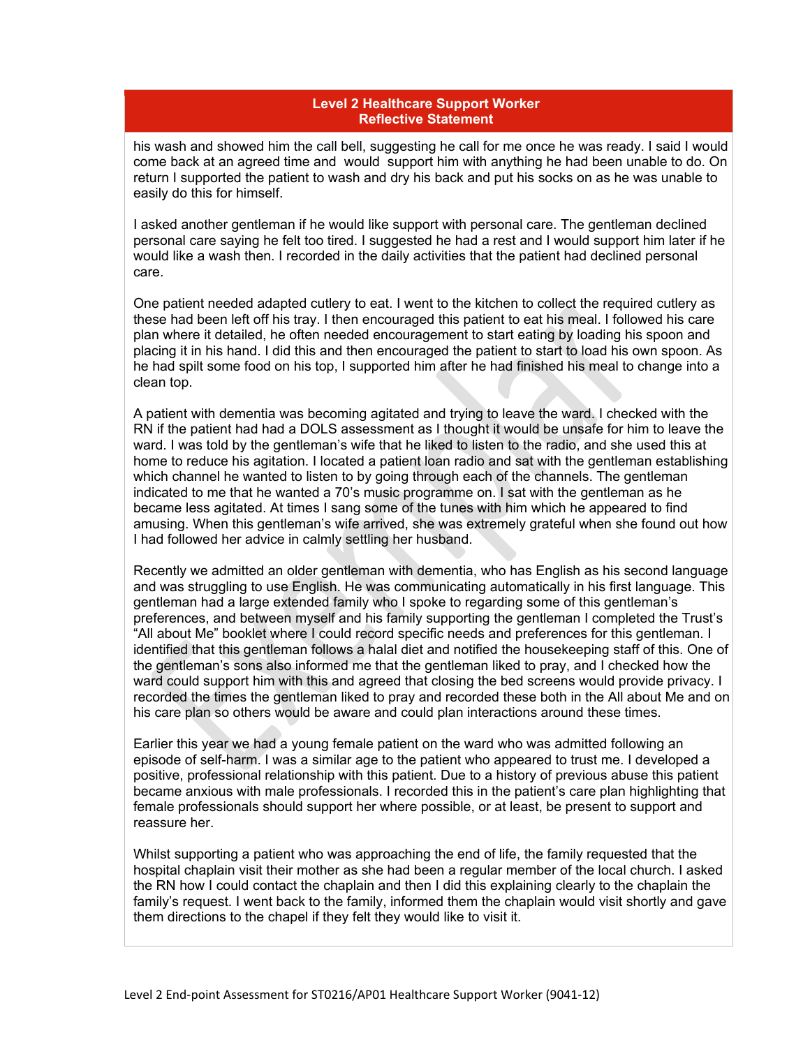**Level 2 Healthcare Support Worker**
**Reflective Statement**

his wash and showed him the call bell, suggesting he call for me once he was ready. I said I would come back at an agreed time and would support him with anything he had been unable to do. On return I supported the patient to wash and dry his back and put his socks on as he was unable to easily do this for himself.

I asked another gentleman if he would like support with personal care. The gentleman declined personal care saying he felt too tired. I suggested he had a rest and I would support him later if he would like a wash then. I recorded in the daily activities that the patient had declined personal care.

One patient needed adapted cutlery to eat. I went to the kitchen to collect the required cutlery as these had been left off his tray. I then encouraged this patient to eat his meal. I followed his care plan where it detailed, he often needed encouragement to start eating by loading his spoon and placing it in his hand. I did this and then encouraged the patient to start to load his own spoon. As he had spilt some food on his top, I supported him after he had finished his meal to change into a clean top.

A patient with dementia was becoming agitated and trying to leave the ward. I checked with the RN if the patient had had a DOLS assessment as I thought it would be unsafe for him to leave the ward. I was told by the gentleman's wife that he liked to listen to the radio, and she used this at home to reduce his agitation. I located a patient loan radio and sat with the gentleman establishing which channel he wanted to listen to by going through each of the channels. The gentleman indicated to me that he wanted a 70's music programme on. I sat with the gentleman as he became less agitated. At times I sang some of the tunes with him which he appeared to find amusing. When this gentleman's wife arrived, she was extremely grateful when she found out how I had followed her advice in calmly settling her husband.

Recently we admitted an older gentleman with dementia, who has English as his second language and was struggling to use English. He was communicating automatically in his first language. This gentleman had a large extended family who I spoke to regarding some of this gentleman's preferences, and between myself and his family supporting the gentleman I completed the Trust's "All about Me" booklet where I could record specific needs and preferences for this gentleman. I identified that this gentleman follows a halal diet and notified the housekeeping staff of this. One of the gentleman's sons also informed me that the gentleman liked to pray, and I checked how the ward could support him with this and agreed that closing the bed screens would provide privacy. I recorded the times the gentleman liked to pray and recorded these both in the All about Me and on his care plan so others would be aware and could plan interactions around these times.

Earlier this year we had a young female patient on the ward who was admitted following an episode of self-harm. I was a similar age to the patient who appeared to trust me. I developed a positive, professional relationship with this patient. Due to a history of previous abuse this patient became anxious with male professionals. I recorded this in the patient's care plan highlighting that female professionals should support her where possible, or at least, be present to support and reassure her.

Whilst supporting a patient who was approaching the end of life, the family requested that the hospital chaplain visit their mother as she had been a regular member of the local church. I asked the RN how I could contact the chaplain and then I did this explaining clearly to the chaplain the family's request. I went back to the family, informed them the chaplain would visit shortly and gave them directions to the chapel if they felt they would like to visit it.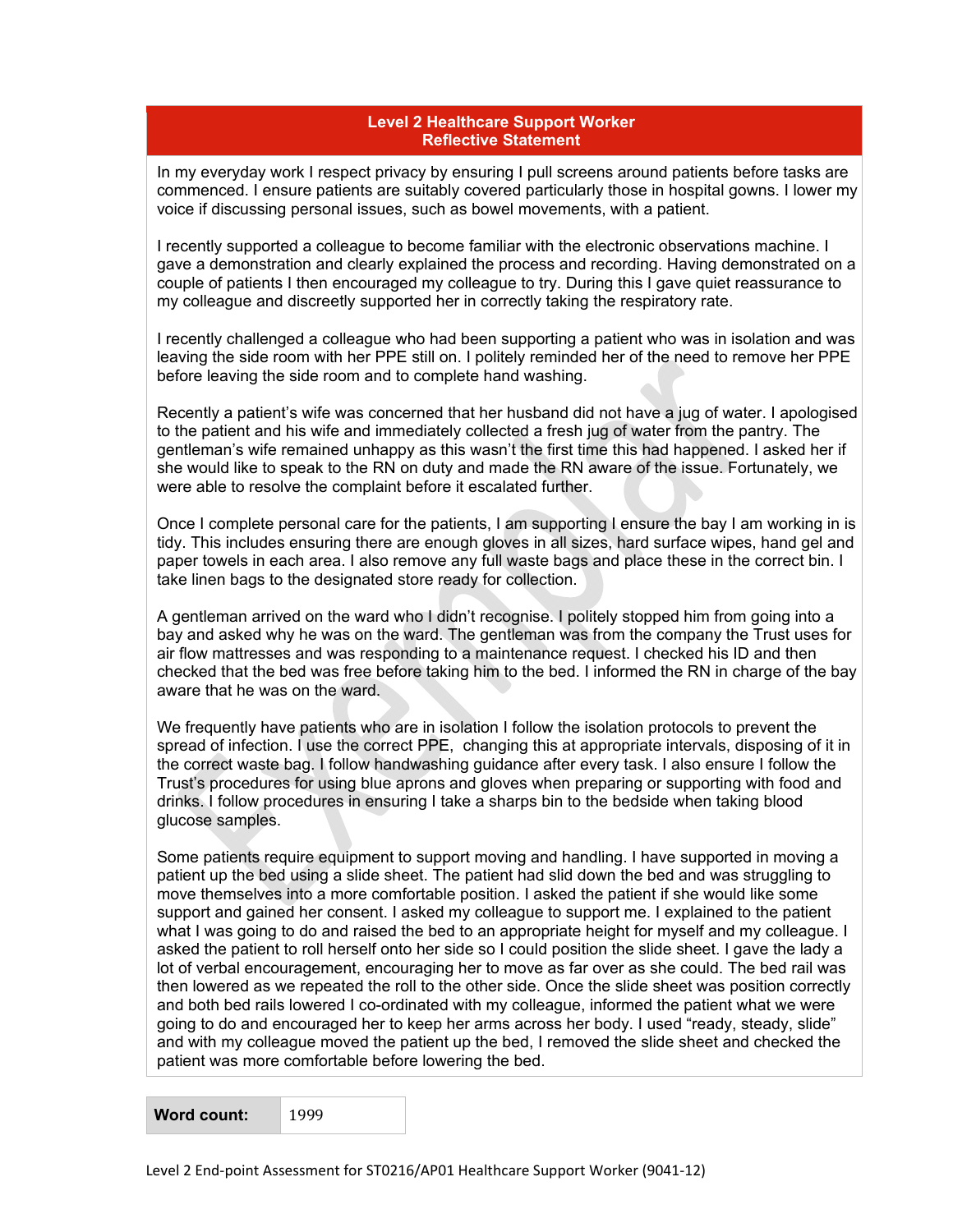**Level 2 Healthcare Support Worker**
**Reflective Statement**

In my everyday work I respect privacy by ensuring I pull screens around patients before tasks are commenced. I ensure patients are suitably covered particularly those in hospital gowns. I lower my voice if discussing personal issues, such as bowel movements, with a patient.

I recently supported a colleague to become familiar with the electronic observations machine. I gave a demonstration and clearly explained the process and recording. Having demonstrated on a couple of patients I then encouraged my colleague to try. During this I gave quiet reassurance to my colleague and discreetly supported her in correctly taking the respiratory rate.

I recently challenged a colleague who had been supporting a patient who was in isolation and was leaving the side room with her PPE still on. I politely reminded her of the need to remove her PPE before leaving the side room and to complete hand washing.

Recently a patient's wife was concerned that her husband did not have a jug of water. I apologised to the patient and his wife and immediately collected a fresh jug of water from the pantry. The gentleman's wife remained unhappy as this wasn't the first time this had happened. I asked her if she would like to speak to the RN on duty and made the RN aware of the issue. Fortunately, we were able to resolve the complaint before it escalated further.

Once I complete personal care for the patients, I am supporting I ensure the bay I am working in is tidy. This includes ensuring there are enough gloves in all sizes, hard surface wipes, hand gel and paper towels in each area. I also remove any full waste bags and place these in the correct bin. I take linen bags to the designated store ready for collection.

A gentleman arrived on the ward who I didn't recognise. I politely stopped him from going into a bay and asked why he was on the ward. The gentleman was from the company the Trust uses for air flow mattresses and was responding to a maintenance request. I checked his ID and then checked that the bed was free before taking him to the bed. I informed the RN in charge of the bay aware that he was on the ward.

We frequently have patients who are in isolation I follow the isolation protocols to prevent the spread of infection. I use the correct PPE, changing this at appropriate intervals, disposing of it in the correct waste bag. I follow handwashing guidance after every task. I also ensure I follow the Trust's procedures for using blue aprons and gloves when preparing or supporting with food and drinks. I follow procedures in ensuring I take a sharps bin to the bedside when taking blood glucose samples.

Some patients require equipment to support moving and handling. I have supported in moving a patient up the bed using a slide sheet. The patient had slid down the bed and was struggling to move themselves into a more comfortable position. I asked the patient if she would like some support and gained her consent. I asked my colleague to support me. I explained to the patient what I was going to do and raised the bed to an appropriate height for myself and my colleague. I asked the patient to roll herself onto her side so I could position the slide sheet. I gave the lady a lot of verbal encouragement, encouraging her to move as far over as she could. The bed rail was then lowered as we repeated the roll to the other side. Once the slide sheet was position correctly and both bed rails lowered I co-ordinated with my colleague, informed the patient what we were going to do and encouraged her to keep her arms across her body. I used "ready, steady, slide" and with my colleague moved the patient up the bed, I removed the slide sheet and checked the patient was more comfortable before lowering the bed.

| | |
|---|---|
| **Word count:** | 1999 |